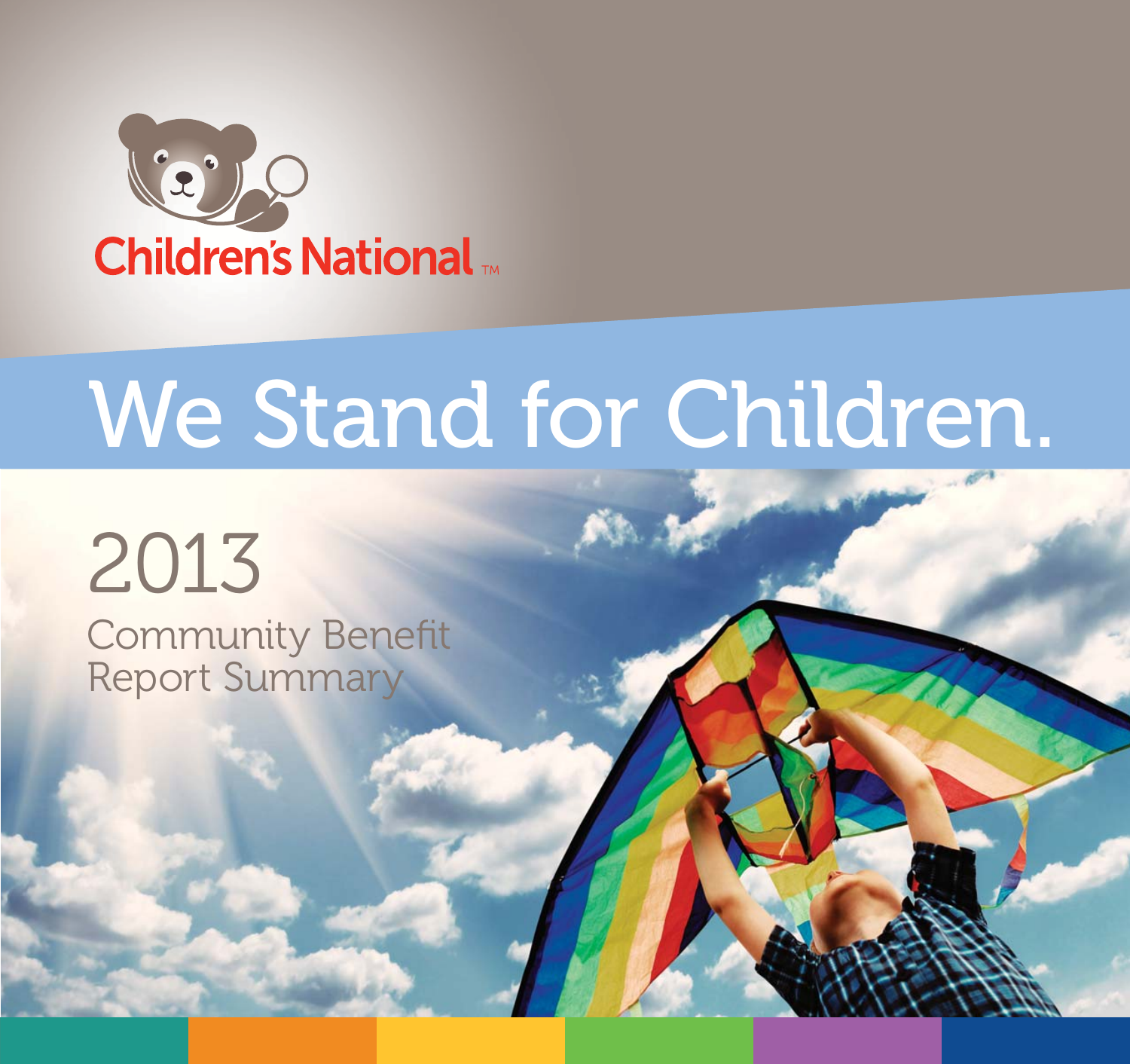Children's National™

# We Stand for Children.

## 2013

Community Benefit
Report Summary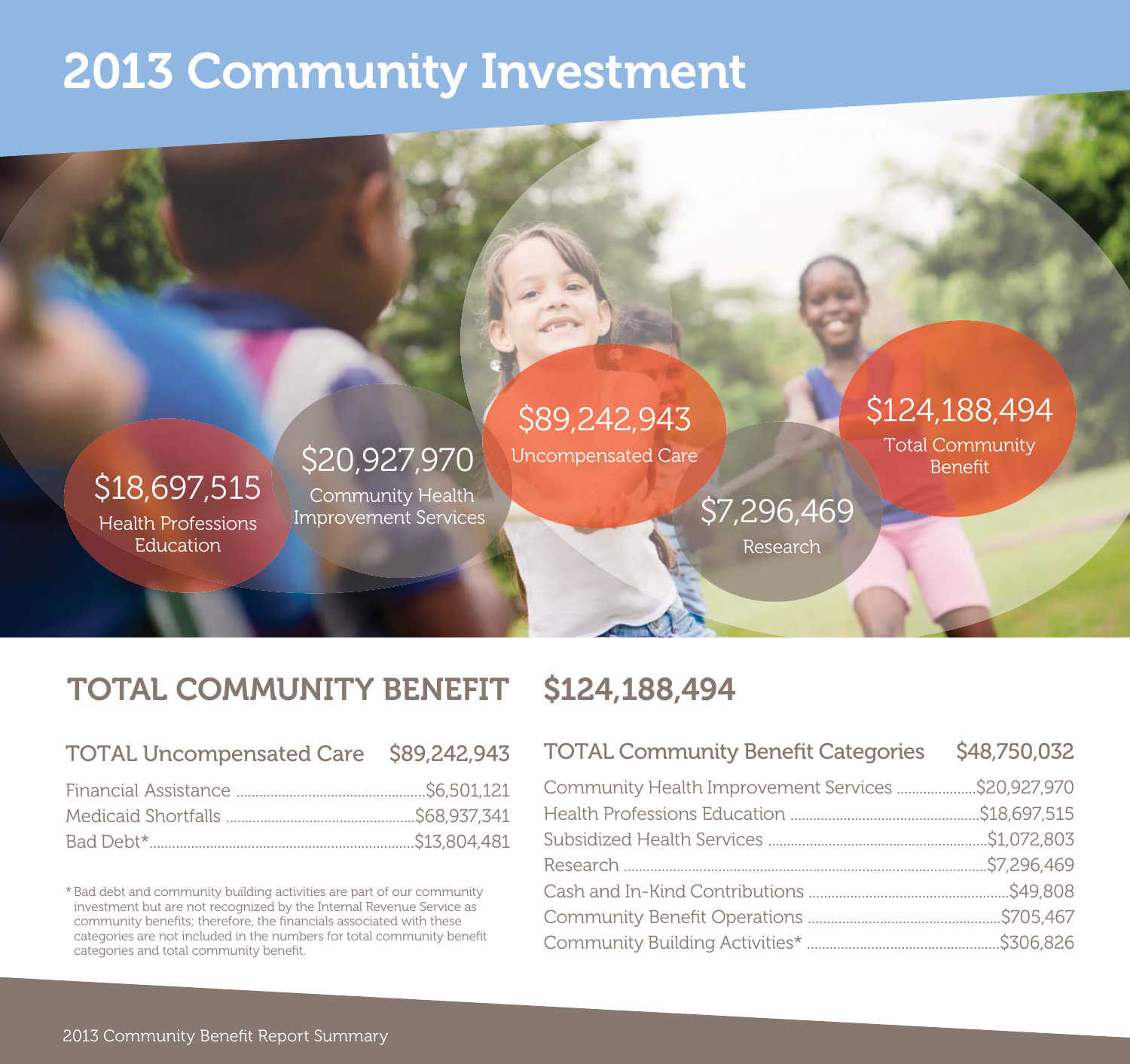# 2013 Community Investment

$18,697,515
Health Professions Education

$20,927,970
Community Health Improvement Services

$89,242,943
Uncompensated Care

$7,296,469
Research

$124,188,494
Total Community Benefit

## TOTAL COMMUNITY BENEFIT $124,188,494

| TOTAL Uncompensated Care | $89,242,943 |
|---|---|
| Financial Assistance | $6,501,121 |
| Medicaid Shortfalls | $68,937,341 |
| Bad Debt* | $13,804,481 |

\* Bad debt and community building activities are part of our community investment but are not recognized by the Internal Revenue Service as community benefits; therefore, the financials associated with these categories are not included in the numbers for total community benefit categories and total community benefit.

| TOTAL Community Benefit Categories | $48,750,032 |
|---|---|
| Community Health Improvement Services | $20,927,970 |
| Health Professions Education | $18,697,515 |
| Subsidized Health Services | $1,072,803 |
| Research | $7,296,469 |
| Cash and In-Kind Contributions | $49,808 |
| Community Benefit Operations | $705,467 |
| Community Building Activities* | $306,826 |

2013 Community Benefit Report Summary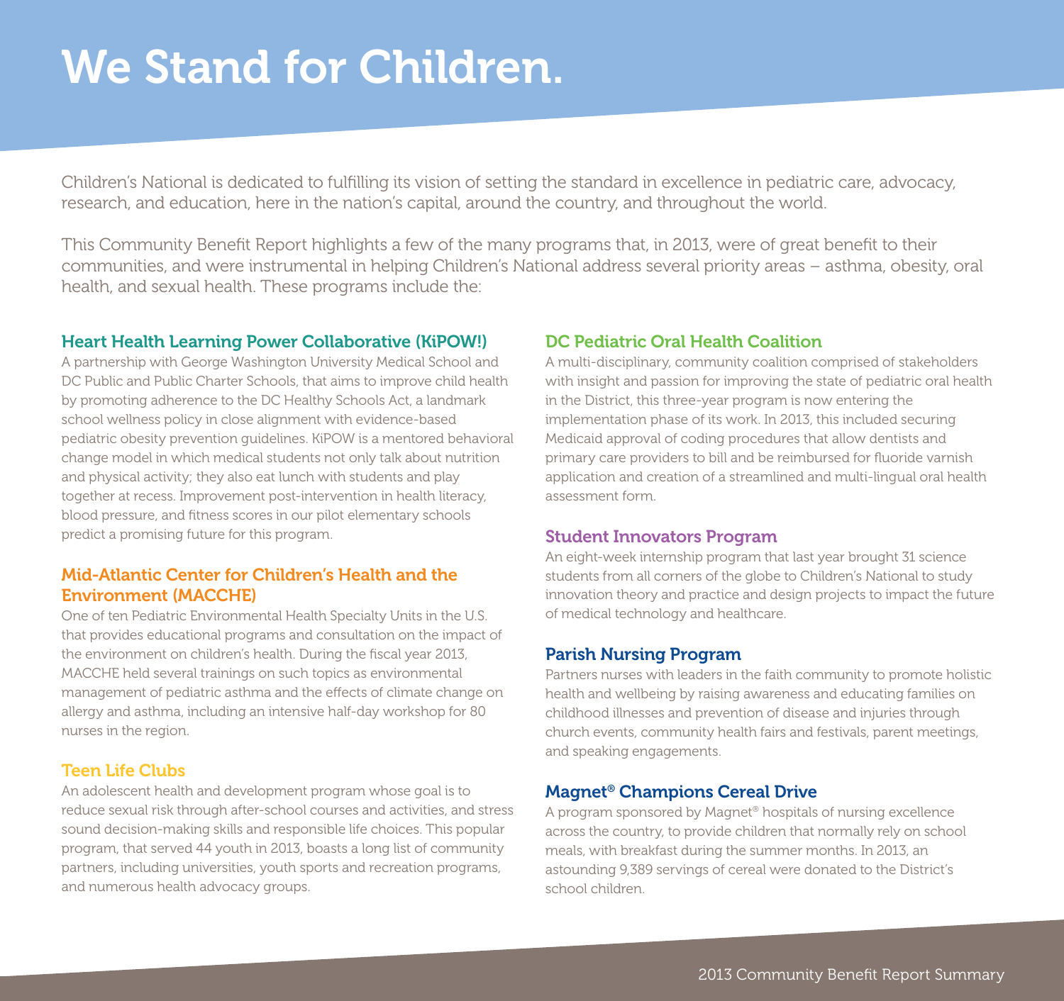# We Stand for Children.

Children's National is dedicated to fulfilling its vision of setting the standard in excellence in pediatric care, advocacy, research, and education, here in the nation's capital, around the country, and throughout the world.

This Community Benefit Report highlights a few of the many programs that, in 2013, were of great benefit to their communities, and were instrumental in helping Children's National address several priority areas – asthma, obesity, oral health, and sexual health. These programs include the:

### Heart Health Learning Power Collaborative (KiPOW!)

A partnership with George Washington University Medical School and DC Public and Public Charter Schools, that aims to improve child health by promoting adherence to the DC Healthy Schools Act, a landmark school wellness policy in close alignment with evidence-based pediatric obesity prevention guidelines. KiPOW is a mentored behavioral change model in which medical students not only talk about nutrition and physical activity; they also eat lunch with students and play together at recess. Improvement post-intervention in health literacy, blood pressure, and fitness scores in our pilot elementary schools predict a promising future for this program.

### Mid-Atlantic Center for Children's Health and the Environment (MACCHE)

One of ten Pediatric Environmental Health Specialty Units in the U.S. that provides educational programs and consultation on the impact of the environment on children's health. During the fiscal year 2013, MACCHE held several trainings on such topics as environmental management of pediatric asthma and the effects of climate change on allergy and asthma, including an intensive half-day workshop for 80 nurses in the region.

### Teen Life Clubs

An adolescent health and development program whose goal is to reduce sexual risk through after-school courses and activities, and stress sound decision-making skills and responsible life choices. This popular program, that served 44 youth in 2013, boasts a long list of community partners, including universities, youth sports and recreation programs, and numerous health advocacy groups.

### DC Pediatric Oral Health Coalition

A multi-disciplinary, community coalition comprised of stakeholders with insight and passion for improving the state of pediatric oral health in the District, this three-year program is now entering the implementation phase of its work. In 2013, this included securing Medicaid approval of coding procedures that allow dentists and primary care providers to bill and be reimbursed for fluoride varnish application and creation of a streamlined and multi-lingual oral health assessment form.

### Student Innovators Program

An eight-week internship program that last year brought 31 science students from all corners of the globe to Children's National to study innovation theory and practice and design projects to impact the future of medical technology and healthcare.

### Parish Nursing Program

Partners nurses with leaders in the faith community to promote holistic health and wellbeing by raising awareness and educating families on childhood illnesses and prevention of disease and injuries through church events, community health fairs and festivals, parent meetings, and speaking engagements.

### Magnet® Champions Cereal Drive

A program sponsored by Magnet® hospitals of nursing excellence across the country, to provide children that normally rely on school meals, with breakfast during the summer months. In 2013, an astounding 9,389 servings of cereal were donated to the District's school children.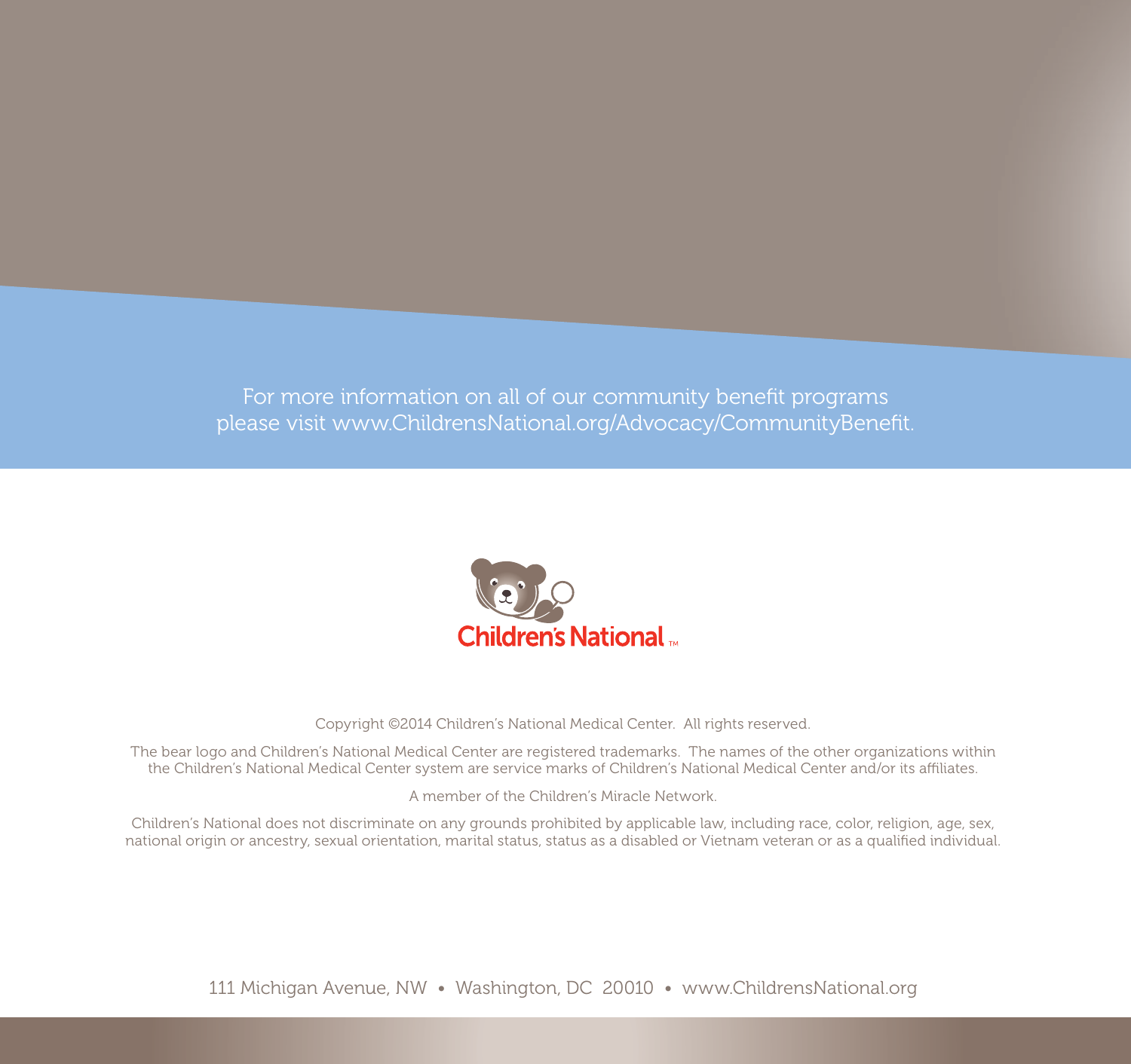For more information on all of our community benefit programs please visit www.ChildrensNational.org/Advocacy/CommunityBenefit.

Children's National™

Copyright ©2014 Children's National Medical Center. All rights reserved.

The bear logo and Children's National Medical Center are registered trademarks. The names of the other organizations within the Children's National Medical Center system are service marks of Children's National Medical Center and/or its affiliates.

A member of the Children's Miracle Network.

Children's National does not discriminate on any grounds prohibited by applicable law, including race, color, religion, age, sex, national origin or ancestry, sexual orientation, marital status, status as a disabled or Vietnam veteran or as a qualified individual.

111 Michigan Avenue, NW • Washington, DC 20010 • www.ChildrensNational.org